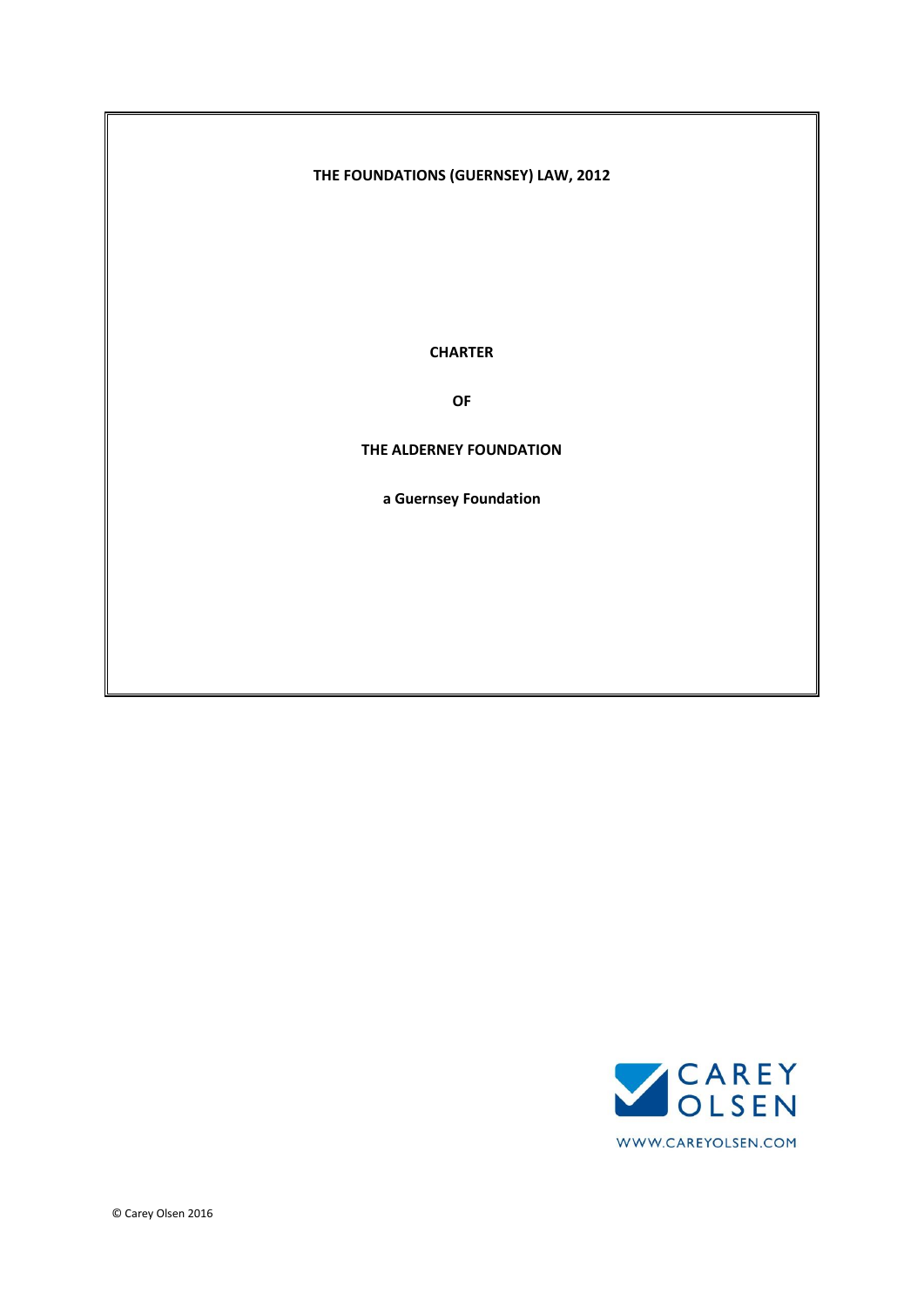**THE FOUNDATIONS (GUERNSEY) LAW, 2012**

**CHARTER**

**OF**

**THE ALDERNEY FOUNDATION**

**a Guernsey Foundation**

CAREY OLSEN

WWW.CAREYOLSEN.COM

© Carey Olsen 2016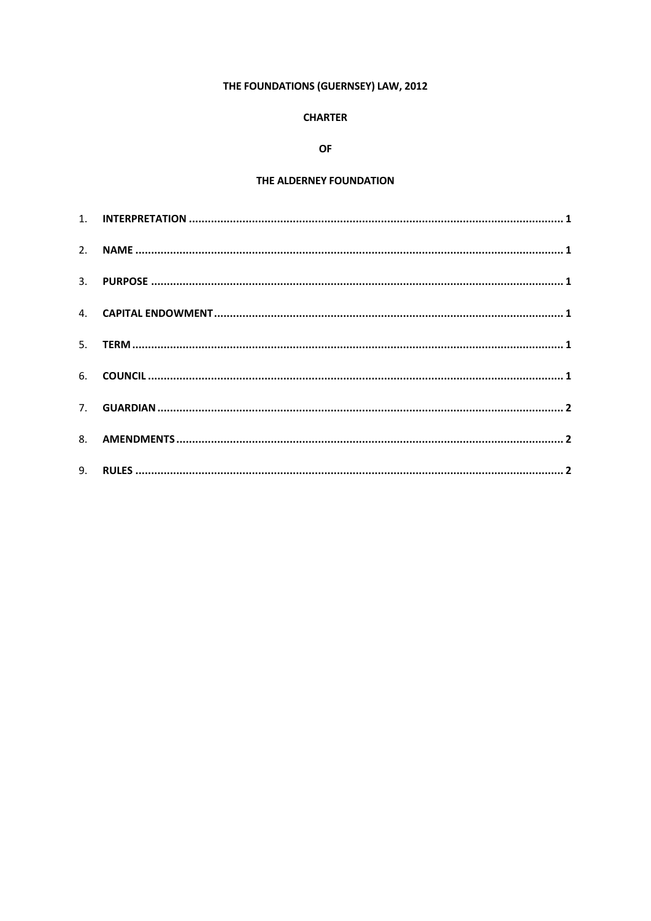**THE FOUNDATIONS (GUERNSEY) LAW, 2012**

**CHARTER**

**OF**

**THE ALDERNEY FOUNDATION**

1. **INTERPRETATION** ........................................................................................................ 1
2. **NAME** ........................................................................................................................ 1
3. **PURPOSE** .................................................................................................................. 1
4. **CAPITAL ENDOWMENT** ............................................................................................. 1
5. **TERM** ......................................................................................................................... 1
6. **COUNCIL** ................................................................................................................... 1
7. **GUARDIAN** ................................................................................................................ 2
8. **AMENDMENTS** ......................................................................................................... 2
9. **RULES** ....................................................................................................................... 2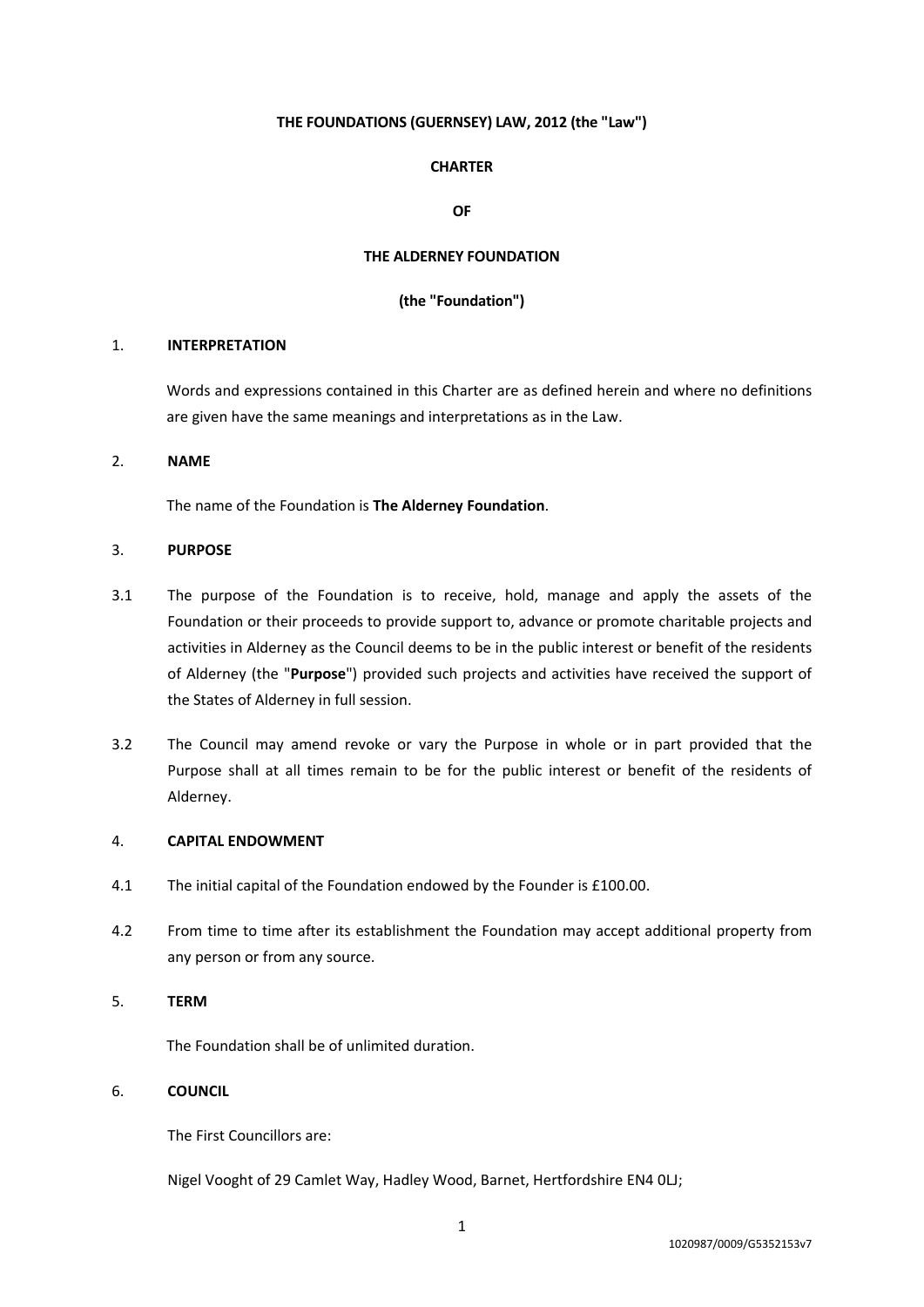**THE FOUNDATIONS (GUERNSEY) LAW, 2012 (the "Law")**

**CHARTER**

**OF**

**THE ALDERNEY FOUNDATION**

**(the "Foundation")**

1. **INTERPRETATION**

   Words and expressions contained in this Charter are as defined herein and where no definitions are given have the same meanings and interpretations as in the Law.

2. **NAME**

   The name of the Foundation is **The Alderney Foundation**.

3. **PURPOSE**

3.1 The purpose of the Foundation is to receive, hold, manage and apply the assets of the Foundation or their proceeds to provide support to, advance or promote charitable projects and activities in Alderney as the Council deems to be in the public interest or benefit of the residents of Alderney (the "**Purpose**") provided such projects and activities have received the support of the States of Alderney in full session.

3.2 The Council may amend revoke or vary the Purpose in whole or in part provided that the Purpose shall at all times remain to be for the public interest or benefit of the residents of Alderney.

4. **CAPITAL ENDOWMENT**

4.1 The initial capital of the Foundation endowed by the Founder is £100.00.

4.2 From time to time after its establishment the Foundation may accept additional property from any person or from any source.

5. **TERM**

   The Foundation shall be of unlimited duration.

6. **COUNCIL**

   The First Councillors are:

   Nigel Vooght of 29 Camlet Way, Hadley Wood, Barnet, Hertfordshire EN4 0LJ;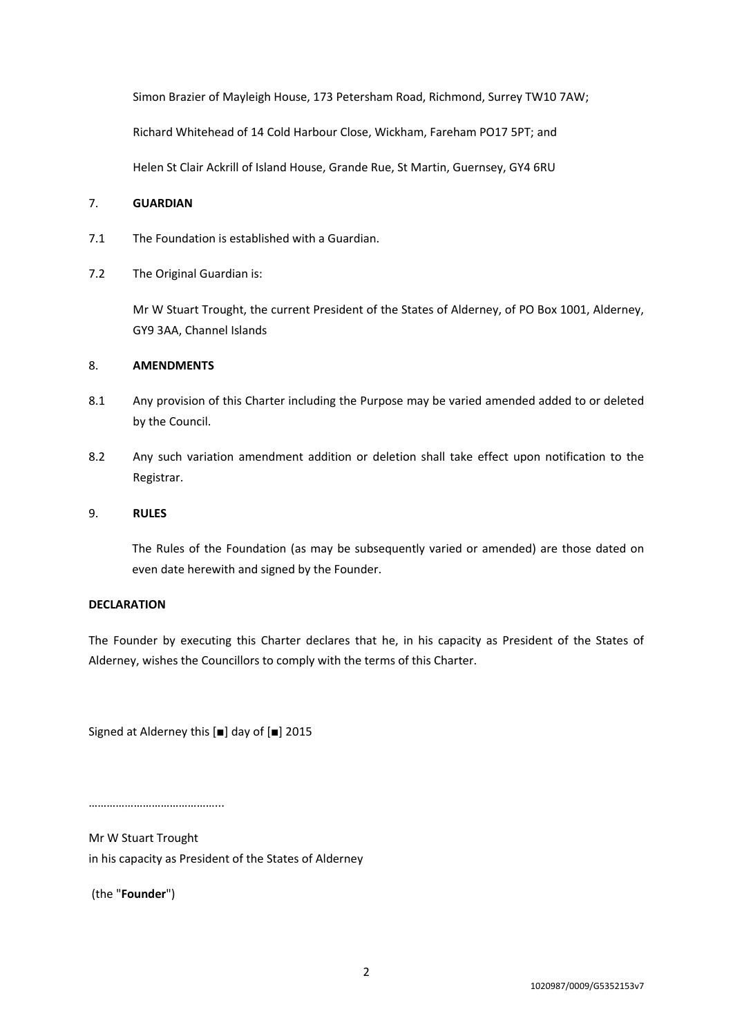Simon Brazier of Mayleigh House, 173 Petersham Road, Richmond, Surrey TW10 7AW;

Richard Whitehead of 14 Cold Harbour Close, Wickham, Fareham PO17 5PT; and

Helen St Clair Ackrill of Island House, Grande Rue, St Martin, Guernsey, GY4 6RU

## 7. GUARDIAN

7.1 The Foundation is established with a Guardian.

7.2 The Original Guardian is:

Mr W Stuart Trought, the current President of the States of Alderney, of PO Box 1001, Alderney, GY9 3AA, Channel Islands

## 8. AMENDMENTS

8.1 Any provision of this Charter including the Purpose may be varied amended added to or deleted by the Council.

8.2 Any such variation amendment addition or deletion shall take effect upon notification to the Registrar.

## 9. RULES

The Rules of the Foundation (as may be subsequently varied or amended) are those dated on even date herewith and signed by the Founder.

**DECLARATION**

The Founder by executing this Charter declares that he, in his capacity as President of the States of Alderney, wishes the Councillors to comply with the terms of this Charter.

Signed at Alderney this [■] day of [■] 2015

……………………………………..

Mr W Stuart Trought
in his capacity as President of the States of Alderney

(the "**Founder**")

1020987/0009/G5352153v7